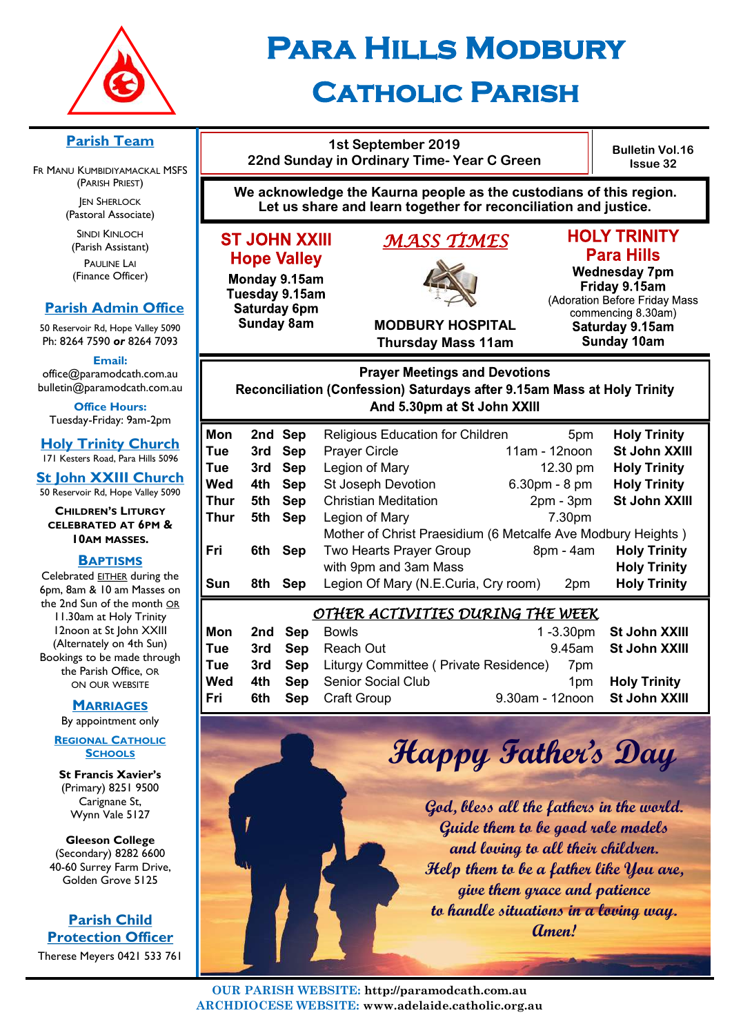# Para Hills Modbury Catholic Parish

1st September 2019
22nd Sunday in Ordinary Time- Year C Green

Bulletin Vol.16 Issue 32

**We acknowledge the Kaurna people as the custodians of this region. Let us share and learn together for reconciliation and justice.**

## Parish Team

Fr Manu Kumbidiyamackal MSFS (Parish Priest)
Jen Sherlock (Pastoral Associate)
Sindi Kinloch (Parish Assistant)
Pauline Lai (Finance Officer)

## Parish Admin Office

50 Reservoir Rd, Hope Valley 5090
Ph: 8264 7590 **or** 8264 7093

**Email:**
office@paramodcath.com.au
bulletin@paramodcath.com.au

**Office Hours:**
Tuesday-Friday: 9am-2pm

## Holy Trinity Church

171 Kesters Road, Para Hills 5096

## St John XXIII Church

50 Reservoir Rd, Hope Valley 5090

**Children's Liturgy celebrated at 6pm & 10am Masses.**

## Baptisms

Celebrated EITHER during the 6pm, 8am & 10 am Masses on the 2nd Sun of the month OR 11.30am at Holy Trinity 12noon at St John XXIII (Alternately on 4th Sun) Bookings to be made through the Parish Office, OR ON OUR WEBSITE

## Marriages

By appointment only

## Regional Catholic Schools

**St Francis Xavier's** (Primary) 8251 9500 Carignane St, Wynn Vale 5127

**Gleeson College** (Secondary) 8282 6600 40-60 Surrey Farm Drive, Golden Grove 5125

## Parish Child Protection Officer

Therese Meyers 0421 533 761

## Mass Times

**ST JOHN XXIII Hope Valley**
Monday 9.15am
Tuesday 9.15am
Saturday 6pm
Sunday 8am

**MODBURY HOSPITAL**
Thursday Mass 11am

**HOLY TRINITY Para Hills**
Wednesday 7pm
Friday 9.15am
(Adoration Before Friday Mass commencing 8.30am)
Saturday 9.15am
Sunday 10am

## Prayer Meetings and Devotions

**Reconciliation (Confession) Saturdays after 9.15am Mass at Holy Trinity And 5.30pm at St John XXIII**

| Day | Date | Month | Activity | Time | Location |
|---|---|---|---|---|---|
| Mon | 2nd | Sep | Religious Education for Children | 5pm | Holy Trinity |
| Tue | 3rd | Sep | Prayer Circle | 11am - 12noon | St John XXIII |
| Tue | 3rd | Sep | Legion of Mary | 12.30 pm | Holy Trinity |
| Wed | 4th | Sep | St Joseph Devotion | 6.30pm - 8 pm | Holy Trinity |
| Thur | 5th | Sep | Christian Meditation | 2pm - 3pm | St John XXIII |
| Thur | 5th | Sep | Legion of Mary | 7.30pm | |
| | | | Mother of Christ Praesidium (6 Metcalfe Ave Modbury Heights ) | | |
| Fri | 6th | Sep | Two Hearts Prayer Group | 8pm - 4am | Holy Trinity |
| | | | with 9pm and 3am Mass | | Holy Trinity |
| Sun | 8th | Sep | Legion Of Mary (N.E.Curia, Cry room) | 2pm | Holy Trinity |

## Other Activities During the Week

| Day | Date | Month | Activity | Time | Location |
|---|---|---|---|---|---|
| Mon | 2nd | Sep | Bowls | 1 -3.30pm | St John XXIII |
| Tue | 3rd | Sep | Reach Out | 9.45am | St John XXIII |
| Tue | 3rd | Sep | Liturgy Committee ( Private Residence) | 7pm | |
| Wed | 4th | Sep | Senior Social Club | 1pm | Holy Trinity |
| Fri | 6th | Sep | Craft Group | 9.30am - 12noon | St John XXIII |

## *Happy Father's Day*

*God, bless all the fathers in the world.*
*Guide them to be good role models*
*and loving to all their children.*
*Help them to be a father like You are,*
*give them grace and patience*
*to handle situations in a loving way.*
*Amen!*

**OUR PARISH WEBSITE:** http://paramodcath.com.au
**ARCHDIOCESE WEBSITE:** www.adelaide.catholic.org.au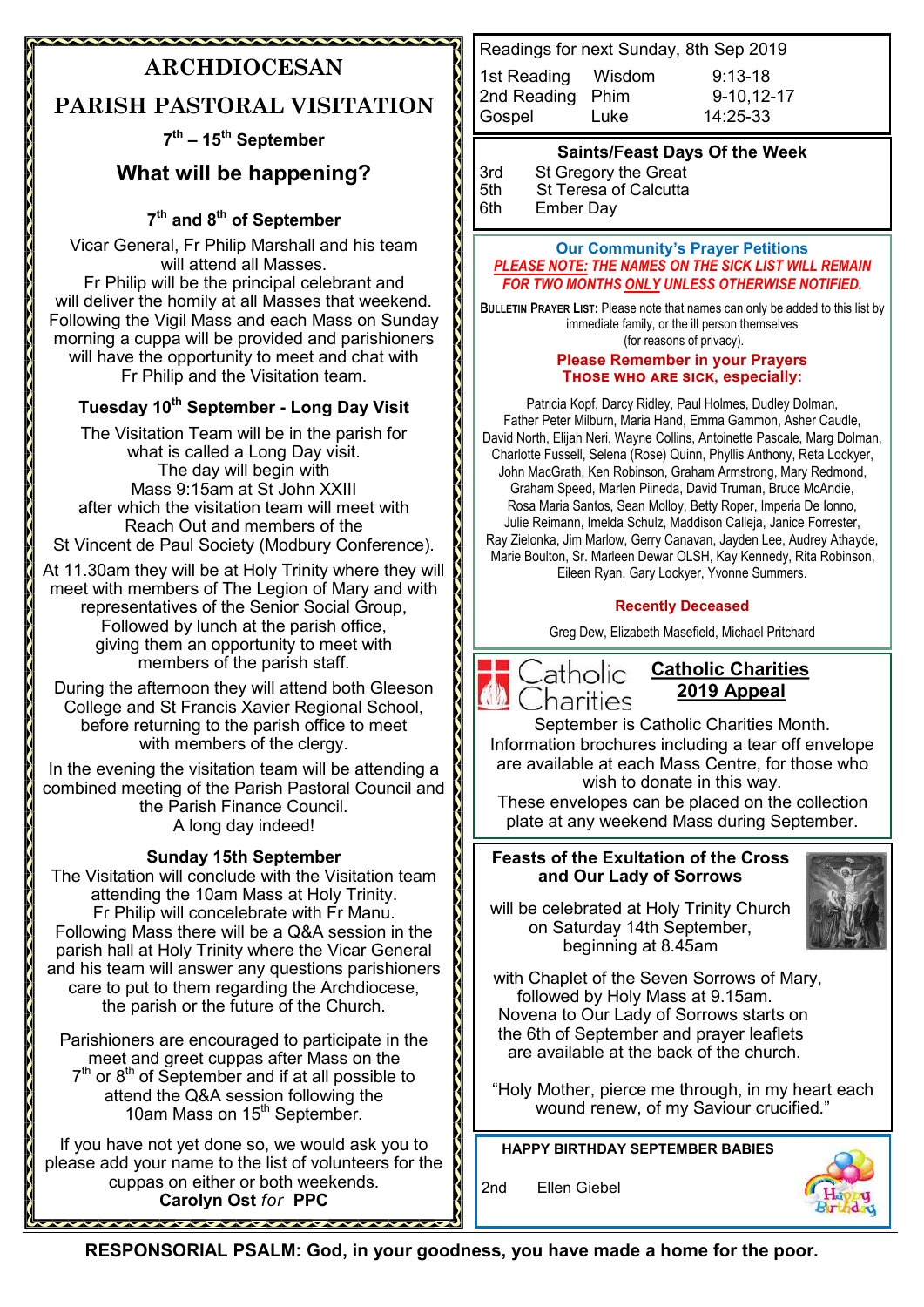# ARCHDIOCESAN PARISH PASTORAL VISITATION

**7th – 15th September**

## What will be happening?

### 7th and 8th of September

Vicar General, Fr Philip Marshall and his team will attend all Masses.
Fr Philip will be the principal celebrant and will deliver the homily at all Masses that weekend. Following the Vigil Mass and each Mass on Sunday morning a cuppa will be provided and parishioners will have the opportunity to meet and chat with Fr Philip and the Visitation team.

### Tuesday 10th September - Long Day Visit

The Visitation Team will be in the parish for what is called a Long Day visit.
The day will begin with
Mass 9:15am at St John XXIII
after which the visitation team will meet with Reach Out and members of the St Vincent de Paul Society (Modbury Conference).

At 11.30am they will be at Holy Trinity where they will meet with members of The Legion of Mary and with representatives of the Senior Social Group,
Followed by lunch at the parish office, giving them an opportunity to meet with members of the parish staff.

During the afternoon they will attend both Gleeson College and St Francis Xavier Regional School, before returning to the parish office to meet with members of the clergy.

In the evening the visitation team will be attending a combined meeting of the Parish Pastoral Council and the Parish Finance Council.
A long day indeed!

### Sunday 15th September

The Visitation will conclude with the Visitation team attending the 10am Mass at Holy Trinity.
Fr Philip will concelebrate with Fr Manu.
Following Mass there will be a Q&A session in the parish hall at Holy Trinity where the Vicar General and his team will answer any questions parishioners care to put to them regarding the Archdiocese, the parish or the future of the Church.

Parishioners are encouraged to participate in the meet and greet cuppas after Mass on the 7th or 8th of September and if at all possible to attend the Q&A session following the 10am Mass on 15th September.

If you have not yet done so, we would ask you to please add your name to the list of volunteers for the cuppas on either or both weekends.
**Carolyn Ost** *for* **PPC**

---

Readings for next Sunday, 8th Sep 2019

| | | |
|---|---|---|
| 1st Reading | Wisdom | 9:13-18 |
| 2nd Reading | Phim | 9-10,12-17 |
| Gospel | Luke | 14:25-33 |

**Saints/Feast Days Of the Week**

| | |
|---|---|
| 3rd | St Gregory the Great |
| 5th | St Teresa of Calcutta |
| 6th | Ember Day |

**Our Community's Prayer Petitions**

***PLEASE NOTE:** THE NAMES ON THE SICK LIST WILL REMAIN FOR TWO MONTHS ONLY UNLESS OTHERWISE NOTIFIED.*

**BULLETIN PRAYER LIST:** Please note that names can only be added to this list by immediate family, or the ill person themselves (for reasons of privacy).

**Please Remember in your Prayers**
**THOSE WHO ARE SICK, especially:**

Patricia Kopf, Darcy Ridley, Paul Holmes, Dudley Dolman, Father Peter Milburn, Maria Hand, Emma Gammon, Asher Caudle, David North, Elijah Neri, Wayne Collins, Antoinette Pascale, Marg Dolman, Charlotte Fussell, Selena (Rose) Quinn, Phyllis Anthony, Reta Lockyer, John MacGrath, Ken Robinson, Graham Armstrong, Mary Redmond, Graham Speed, Marlen Piineda, David Truman, Bruce McAndie, Rosa Maria Santos, Sean Molloy, Betty Roper, Imperia De Ionno, Julie Reimann, Imelda Schulz, Maddison Calleja, Janice Forrester, Ray Zielonka, Jim Marlow, Gerry Canavan, Jayden Lee, Audrey Athayde, Marie Boulton, Sr. Marleen Dewar OLSH, Kay Kennedy, Rita Robinson, Eileen Ryan, Gary Lockyer, Yvonne Summers.

**Recently Deceased**

Greg Dew, Elizabeth Masefield, Michael Pritchard

**Catholic Charities 2019 Appeal**

September is Catholic Charities Month.
Information brochures including a tear off envelope are available at each Mass Centre, for those who wish to donate in this way.
These envelopes can be placed on the collection plate at any weekend Mass during September.

**Feasts of the Exultation of the Cross and Our Lady of Sorrows**

will be celebrated at Holy Trinity Church on Saturday 14th September, beginning at 8.45am

with Chaplet of the Seven Sorrows of Mary, followed by Holy Mass at 9.15am.
Novena to Our Lady of Sorrows starts on the 6th of September and prayer leaflets are available at the back of the church.

"Holy Mother, pierce me through, in my heart each wound renew, of my Saviour crucified."

**HAPPY BIRTHDAY SEPTEMBER BABIES**

2nd Ellen Giebel

---

**RESPONSORIAL PSALM: God, in your goodness, you have made a home for the poor.**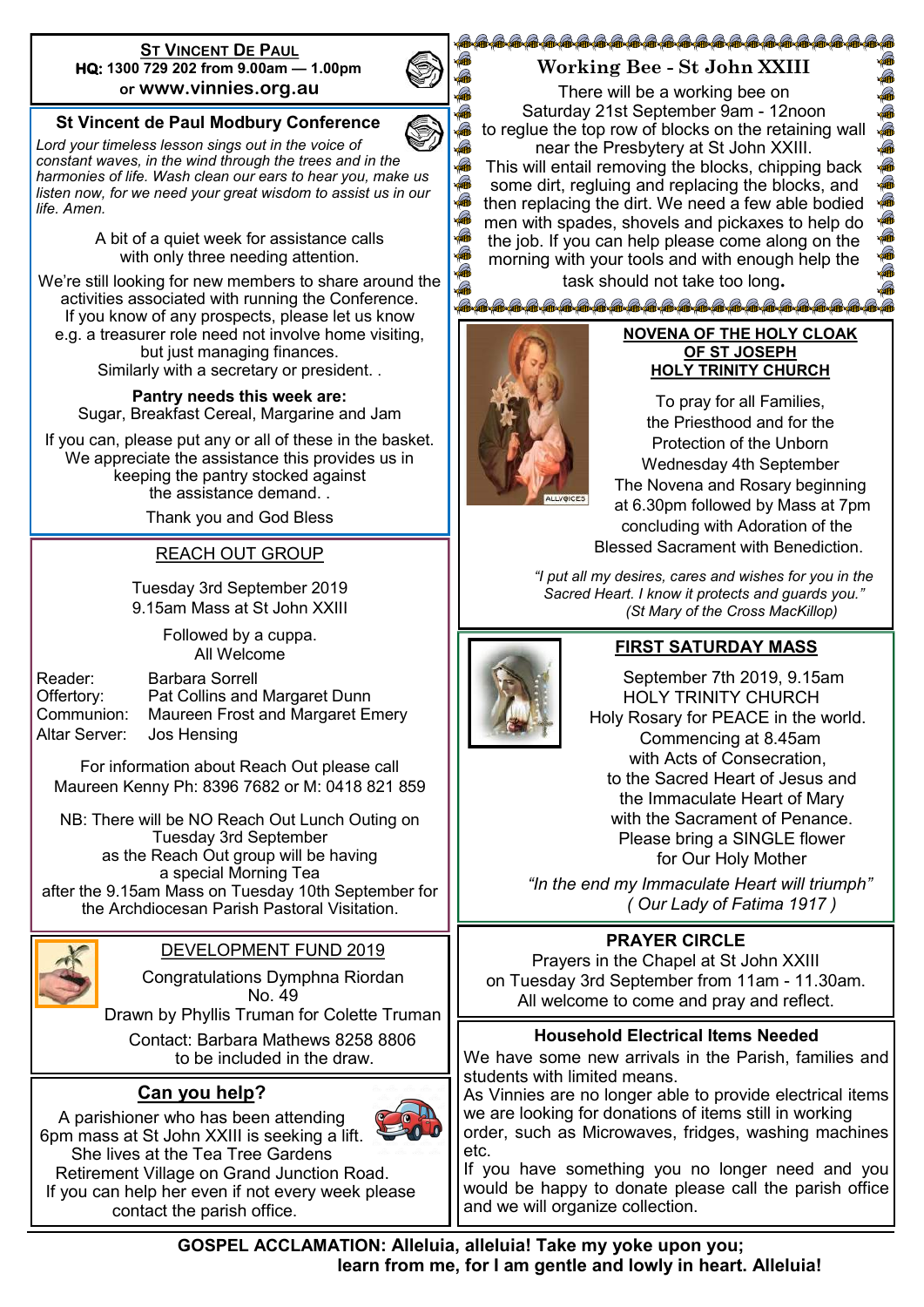## St Vincent De Paul

**HQ: 1300 729 202 from 9.00am — 1.00pm**
or **www.vinnies.org.au**

### St Vincent de Paul Modbury Conference

*Lord your timeless lesson sings out in the voice of constant waves, in the wind through the trees and in the harmonies of life. Wash clean our ears to hear you, make us listen now, for we need your great wisdom to assist us in our life. Amen.*

A bit of a quiet week for assistance calls with only three needing attention.

We're still looking for new members to share around the activities associated with running the Conference. If you know of any prospects, please let us know e.g. a treasurer role need not involve home visiting, but just managing finances. Similarly with a secretary or president. .

**Pantry needs this week are:**
Sugar, Breakfast Cereal, Margarine and Jam

If you can, please put any or all of these in the basket. We appreciate the assistance this provides us in keeping the pantry stocked against the assistance demand. .

Thank you and God Bless

## REACH OUT GROUP

Tuesday 3rd September 2019
9.15am Mass at St John XXIII

Followed by a cuppa.
All Welcome

Reader: Barbara Sorrell
Offertory: Pat Collins and Margaret Dunn
Communion: Maureen Frost and Margaret Emery
Altar Server: Jos Hensing

For information about Reach Out please call Maureen Kenny Ph: 8396 7682 or M: 0418 821 859

NB: There will be NO Reach Out Lunch Outing on Tuesday 3rd September as the Reach Out group will be having a special Morning Tea after the 9.15am Mass on Tuesday 10th September for the Archdiocesan Parish Pastoral Visitation.

## DEVELOPMENT FUND 2019

Congratulations Dymphna Riordan
No. 49
Drawn by Phyllis Truman for Colette Truman

Contact: Barbara Mathews 8258 8806 to be included in the draw.

## Can you help?

A parishioner who has been attending 6pm mass at St John XXIII is seeking a lift. She lives at the Tea Tree Gardens Retirement Village on Grand Junction Road. If you can help her even if not every week please contact the parish office.

## Working Bee - St John XXIII

There will be a working bee on Saturday 21st September 9am - 12noon to reglue the top row of blocks on the retaining wall near the Presbytery at St John XXIII. This will entail removing the blocks, chipping back some dirt, regluing and replacing the blocks, and then replacing the dirt. We need a few able bodied men with spades, shovels and pickaxes to help do the job. If you can help please come along on the morning with your tools and with enough help the task should not take too long**.**

## NOVENA OF THE HOLY CLOAK OF ST JOSEPH HOLY TRINITY CHURCH

To pray for all Families, the Priesthood and for the Protection of the Unborn
Wednesday 4th September
The Novena and Rosary beginning at 6.30pm followed by Mass at 7pm concluding with Adoration of the Blessed Sacrament with Benediction.

*"I put all my desires, cares and wishes for you in the Sacred Heart. I know it protects and guards you." (St Mary of the Cross MacKillop)*

## FIRST SATURDAY MASS

September 7th 2019, 9.15am
HOLY TRINITY CHURCH
Holy Rosary for PEACE in the world.
Commencing at 8.45am with Acts of Consecration, to the Sacred Heart of Jesus and the Immaculate Heart of Mary with the Sacrament of Penance.
Please bring a SINGLE flower for Our Holy Mother

*"In the end my Immaculate Heart will triumph" ( Our Lady of Fatima 1917 )*

## PRAYER CIRCLE

Prayers in the Chapel at St John XXIII on Tuesday 3rd September from 11am - 11.30am.
All welcome to come and pray and reflect.

## Household Electrical Items Needed

We have some new arrivals in the Parish, families and students with limited means.
As Vinnies are no longer able to provide electrical items we are looking for donations of items still in working order, such as Microwaves, fridges, washing machines etc.
If you have something you no longer need and you would be happy to donate please call the parish office and we will organize collection.

**GOSPEL ACCLAMATION: Alleluia, alleluia! Take my yoke upon you; learn from me, for I am gentle and lowly in heart. Alleluia!**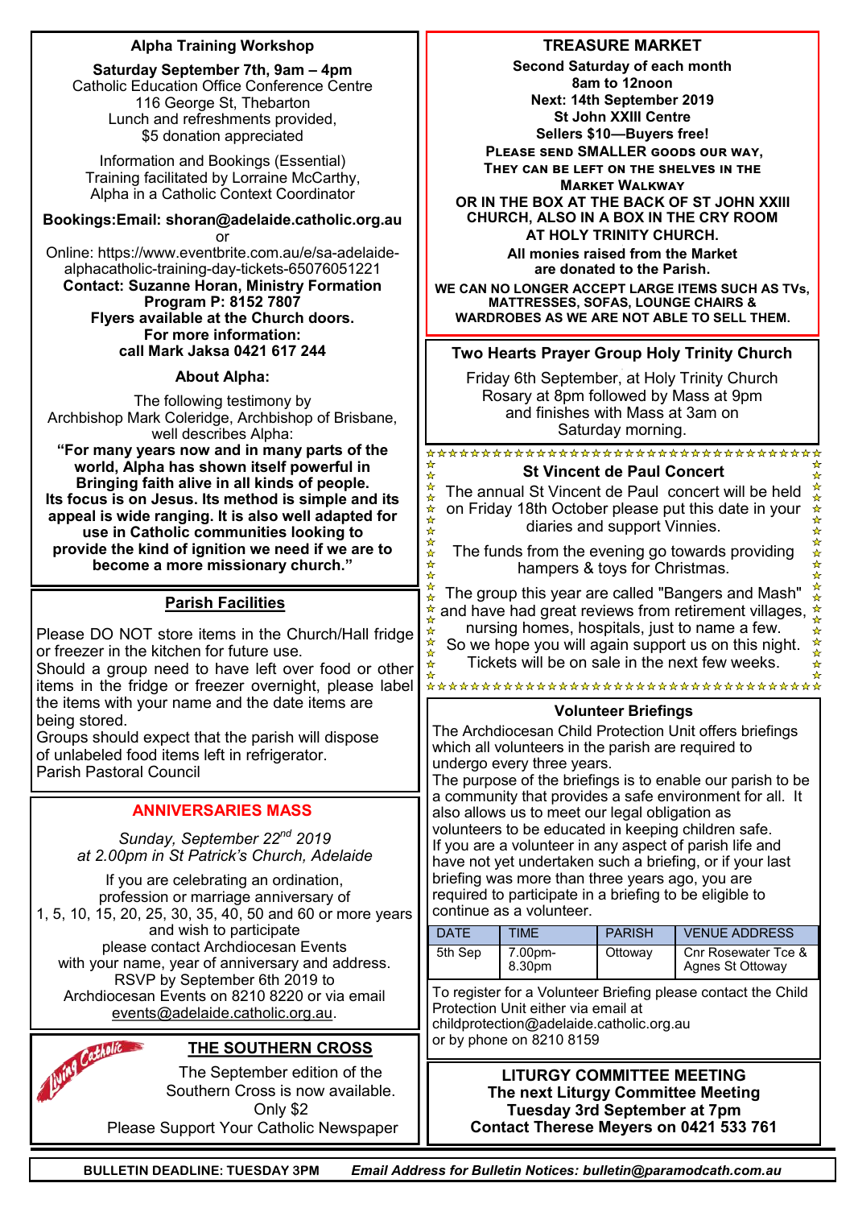## Alpha Training Workshop

**Saturday September 7th, 9am – 4pm**
Catholic Education Office Conference Centre
116 George St, Thebarton
Lunch and refreshments provided,
$5 donation appreciated

Information and Bookings (Essential)
Training facilitated by Lorraine McCarthy,
Alpha in a Catholic Context Coordinator

**Bookings:Email: shoran@adelaide.catholic.org.au**
or
Online: https://www.eventbrite.com.au/e/sa-adelaide-alphacatholic-training-day-tickets-65076051221
**Contact: Suzanne Horan, Ministry Formation Program P: 8152 7807**
**Flyers available at the Church doors.**
**For more information:**
**call Mark Jaksa 0421 617 244**

### About Alpha:

The following testimony by
Archbishop Mark Coleridge, Archbishop of Brisbane,
well describes Alpha:
**"For many years now and in many parts of the world, Alpha has shown itself powerful in Bringing faith alive in all kinds of people. Its focus is on Jesus. Its method is simple and its appeal is wide ranging. It is also well adapted for use in Catholic communities looking to provide the kind of ignition we need if we are to become a more missionary church."**

## Parish Facilities

Please DO NOT store items in the Church/Hall fridge or freezer in the kitchen for future use.
Should a group need to have left over food or other items in the fridge or freezer overnight, please label the items with your name and the date items are being stored.
Groups should expect that the parish will dispose of unlabeled food items left in refrigerator.
Parish Pastoral Council

## ANNIVERSARIES MASS

*Sunday, September 22nd 2019*
*at 2.00pm in St Patrick's Church, Adelaide*

If you are celebrating an ordination,
profession or marriage anniversary of
1, 5, 10, 15, 20, 25, 30, 35, 40, 50 and 60 or more years and wish to participate
please contact Archdiocesan Events
with your name, year of anniversary and address.
RSVP by September 6th 2019 to
Archdiocesan Events on 8210 8220 or via email
events@adelaide.catholic.org.au.

## THE SOUTHERN CROSS

Living Catholic

The September edition of the Southern Cross is now available.
Only $2
Please Support Your Catholic Newspaper

## TREASURE MARKET

**Second Saturday of each month**
**8am to 12noon**
**Next: 14th September 2019**
**St John XXIII Centre**
**Sellers $10—Buyers free!**
**PLEASE SEND SMALLER GOODS OUR WAY, THEY CAN BE LEFT ON THE SHELVES IN THE MARKET WALKWAY**
**OR IN THE BOX AT THE BACK OF ST JOHN XXIII CHURCH, ALSO IN A BOX IN THE CRY ROOM AT HOLY TRINITY CHURCH.**
**All monies raised from the Market are donated to the Parish.**
**WE CAN NO LONGER ACCEPT LARGE ITEMS SUCH AS TVs, MATTRESSES, SOFAS, LOUNGE CHAIRS & WARDROBES AS WE ARE NOT ABLE TO SELL THEM.**

## Two Hearts Prayer Group Holy Trinity Church

Friday 6th September, at Holy Trinity Church
Rosary at 8pm followed by Mass at 9pm
and finishes with Mass at 3am on
Saturday morning.

## St Vincent de Paul Concert

The annual St Vincent de Paul concert will be held on Friday 18th October please put this date in your diaries and support Vinnies.

The funds from the evening go towards providing hampers & toys for Christmas.

The group this year are called "Bangers and Mash" and have had great reviews from retirement villages, nursing homes, hospitals, just to name a few.
So we hope you will again support us on this night.
Tickets will be on sale in the next few weeks.

## Volunteer Briefings

The Archdiocesan Child Protection Unit offers briefings which all volunteers in the parish are required to undergo every three years.
The purpose of the briefings is to enable our parish to be a community that provides a safe environment for all. It also allows us to meet our legal obligation as volunteers to be educated in keeping children safe.
If you are a volunteer in any aspect of parish life and have not yet undertaken such a briefing, or if your last briefing was more than three years ago, you are required to participate in a briefing to be eligible to continue as a volunteer.

| DATE | TIME | PARISH | VENUE ADDRESS |
|---|---|---|---|
| 5th Sep | 7.00pm-8.30pm | Ottoway | Cnr Rosewater Tce & Agnes St Ottoway |

To register for a Volunteer Briefing please contact the Child Protection Unit either via email at childprotection@adelaide.catholic.org.au
or by phone on 8210 8159

## LITURGY COMMITTEE MEETING

**The next Liturgy Committee Meeting**
**Tuesday 3rd September at 7pm**
**Contact Therese Meyers on 0421 533 761**

**BULLETIN DEADLINE: TUESDAY 3PM** ***Email Address for Bulletin Notices: bulletin@paramodcath.com.au***